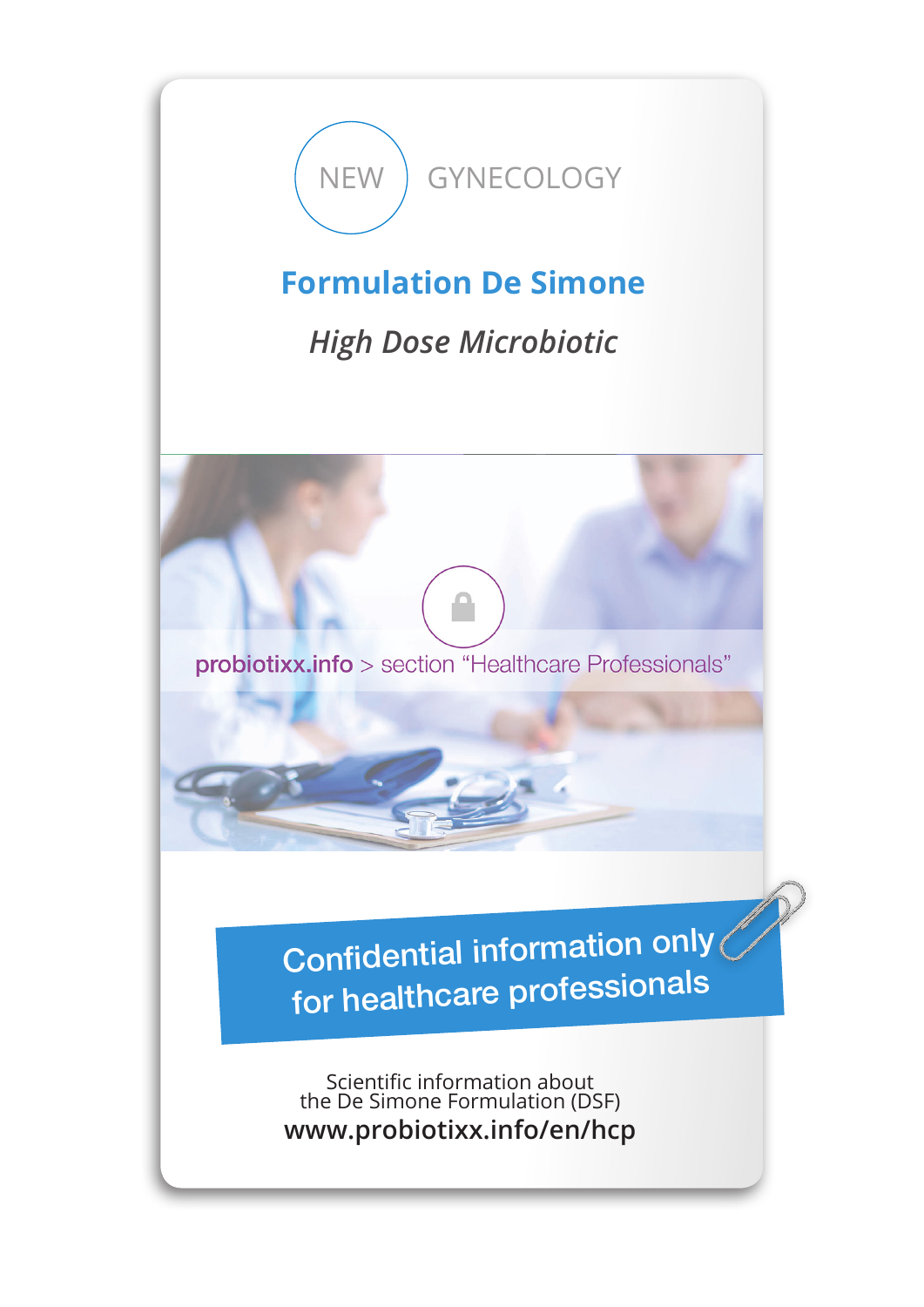NEW GYNECOLOGY

# Formulation De Simone

*High Dose Microbiotic*

probiotixx.info > section "Healthcare Professionals"

**Confidential information only for healthcare professionals**

Scientific information about the De Simone Formulation (DSF)

**www.probiotixx.info/en/hcp**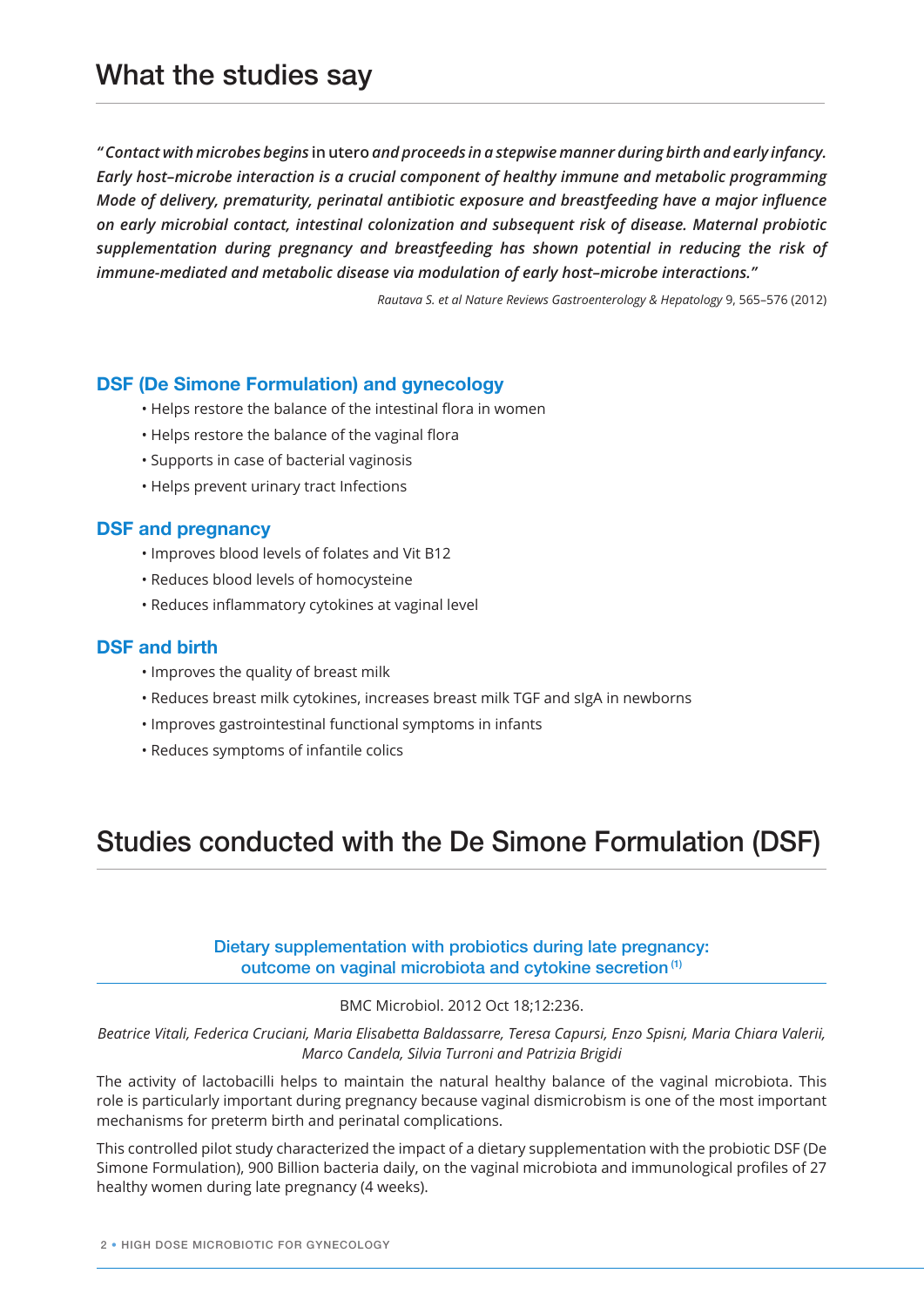# What the studies say

***"Contact with microbes begins*** **in utero** ***and proceeds in a stepwise manner during birth and early infancy. Early host–microbe interaction is a crucial component of healthy immune and metabolic programming Mode of delivery, prematurity, perinatal antibiotic exposure and breastfeeding have a major influence on early microbial contact, intestinal colonization and subsequent risk of disease. Maternal probiotic supplementation during pregnancy and breastfeeding has shown potential in reducing the risk of immune-mediated and metabolic disease via modulation of early host–microbe interactions."***

*Rautava S. et al Nature Reviews Gastroenterology & Hepatology* 9, 565–576 (2012)

### DSF (De Simone Formulation) and gynecology

- Helps restore the balance of the intestinal flora in women
- Helps restore the balance of the vaginal flora
- Supports in case of bacterial vaginosis
- Helps prevent urinary tract Infections

### DSF and pregnancy

- Improves blood levels of folates and Vit B12
- Reduces blood levels of homocysteine
- Reduces inflammatory cytokines at vaginal level

### DSF and birth

- Improves the quality of breast milk
- Reduces breast milk cytokines, increases breast milk TGF and sIgA in newborns
- Improves gastrointestinal functional symptoms in infants
- Reduces symptoms of infantile colics

# Studies conducted with the De Simone Formulation (DSF)

### Dietary supplementation with probiotics during late pregnancy: outcome on vaginal microbiota and cytokine secretion [1]

BMC Microbiol. 2012 Oct 18;12:236.

*Beatrice Vitali, Federica Cruciani, Maria Elisabetta Baldassarre, Teresa Capursi, Enzo Spisni, Maria Chiara Valerii, Marco Candela, Silvia Turroni and Patrizia Brigidi*

The activity of lactobacilli helps to maintain the natural healthy balance of the vaginal microbiota. This role is particularly important during pregnancy because vaginal dismicrobism is one of the most important mechanisms for preterm birth and perinatal complications.

This controlled pilot study characterized the impact of a dietary supplementation with the probiotic DSF (De Simone Formulation), 900 Billion bacteria daily, on the vaginal microbiota and immunological profiles of 27 healthy women during late pregnancy (4 weeks).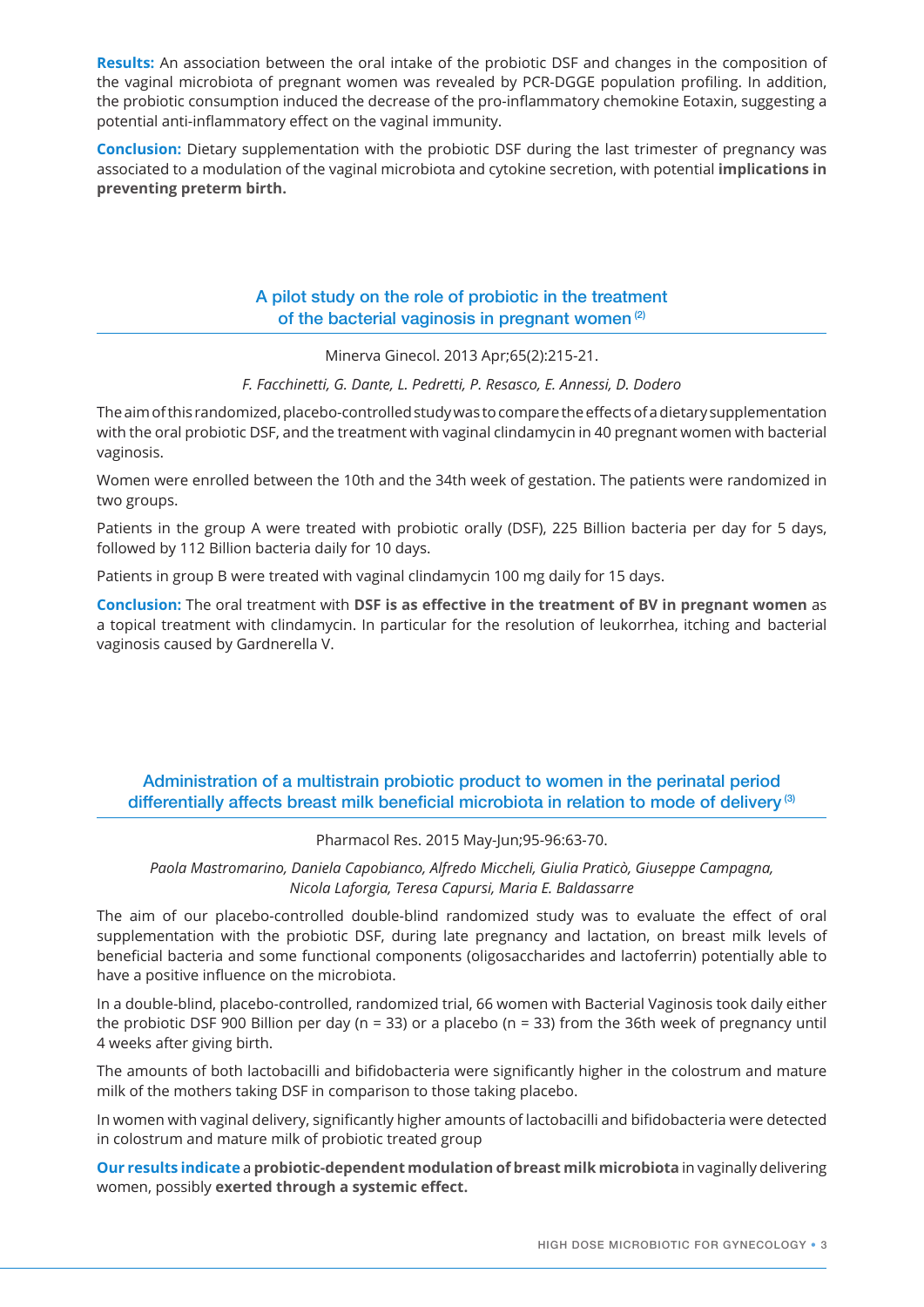**Results:** An association between the oral intake of the probiotic DSF and changes in the composition of the vaginal microbiota of pregnant women was revealed by PCR-DGGE population profiling. In addition, the probiotic consumption induced the decrease of the pro-inflammatory chemokine Eotaxin, suggesting a potential anti-inflammatory effect on the vaginal immunity.

**Conclusion:** Dietary supplementation with the probiotic DSF during the last trimester of pregnancy was associated to a modulation of the vaginal microbiota and cytokine secretion, with potential **implications in preventing preterm birth.**

## A pilot study on the role of probiotic in the treatment of the bacterial vaginosis in pregnant women [2]

Minerva Ginecol. 2013 Apr;65(2):215-21.

*F. Facchinetti, G. Dante, L. Pedretti, P. Resasco, E. Annessi, D. Dodero*

The aim of this randomized, placebo-controlled study was to compare the effects of a dietary supplementation with the oral probiotic DSF, and the treatment with vaginal clindamycin in 40 pregnant women with bacterial vaginosis.

Women were enrolled between the 10th and the 34th week of gestation. The patients were randomized in two groups.

Patients in the group A were treated with probiotic orally (DSF), 225 Billion bacteria per day for 5 days, followed by 112 Billion bacteria daily for 10 days.

Patients in group B were treated with vaginal clindamycin 100 mg daily for 15 days.

**Conclusion:** The oral treatment with **DSF is as effective in the treatment of BV in pregnant women** as a topical treatment with clindamycin. In particular for the resolution of leukorrhea, itching and bacterial vaginosis caused by Gardnerella V.

## Administration of a multistrain probiotic product to women in the perinatal period differentially affects breast milk beneficial microbiota in relation to mode of delivery [3]

Pharmacol Res. 2015 May-Jun;95-96:63-70.

*Paola Mastromarino, Daniela Capobianco, Alfredo Miccheli, Giulia Praticò, Giuseppe Campagna, Nicola Laforgia, Teresa Capursi, Maria E. Baldassarre*

The aim of our placebo-controlled double-blind randomized study was to evaluate the effect of oral supplementation with the probiotic DSF, during late pregnancy and lactation, on breast milk levels of beneficial bacteria and some functional components (oligosaccharides and lactoferrin) potentially able to have a positive influence on the microbiota.

In a double-blind, placebo-controlled, randomized trial, 66 women with Bacterial Vaginosis took daily either the probiotic DSF 900 Billion per day (n = 33) or a placebo (n = 33) from the 36th week of pregnancy until 4 weeks after giving birth.

The amounts of both lactobacilli and bifidobacteria were significantly higher in the colostrum and mature milk of the mothers taking DSF in comparison to those taking placebo.

In women with vaginal delivery, significantly higher amounts of lactobacilli and bifidobacteria were detected in colostrum and mature milk of probiotic treated group

**Our results indicate** a **probiotic-dependent modulation of breast milk microbiota** in vaginally delivering women, possibly **exerted through a systemic effect.**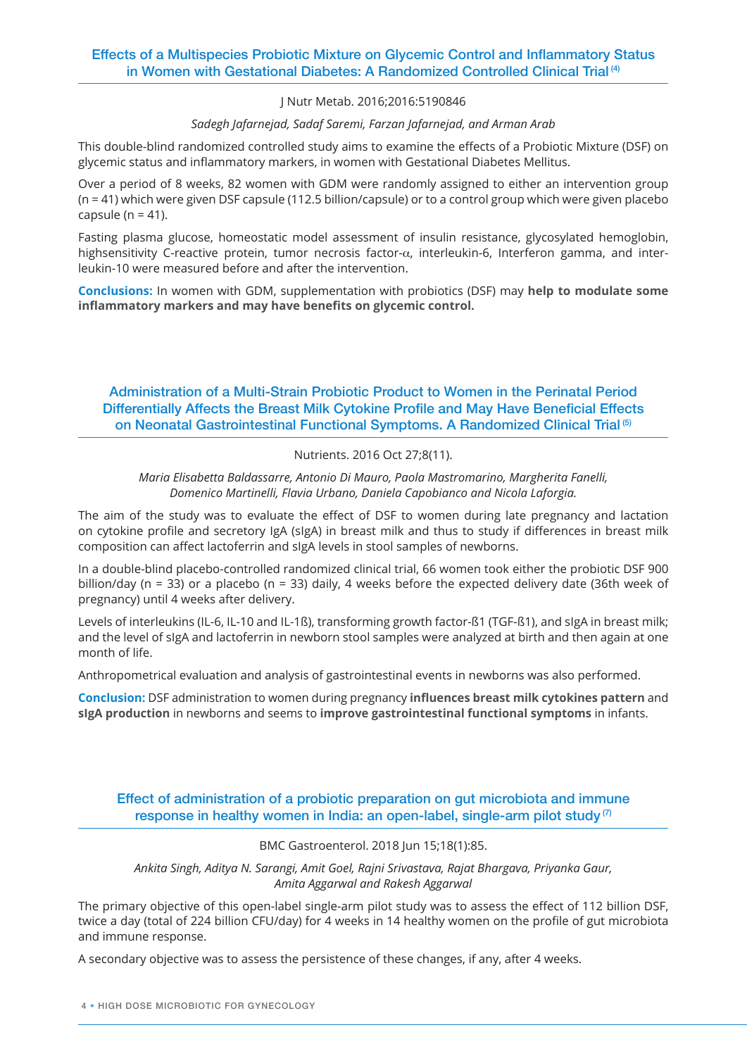## Effects of a Multispecies Probiotic Mixture on Glycemic Control and Inflammatory Status in Women with Gestational Diabetes: A Randomized Controlled Clinical Trial [4]

J Nutr Metab. 2016;2016:5190846

*Sadegh Jafarnejad, Sadaf Saremi, Farzan Jafarnejad, and Arman Arab*

This double-blind randomized controlled study aims to examine the effects of a Probiotic Mixture (DSF) on glycemic status and inflammatory markers, in women with Gestational Diabetes Mellitus.

Over a period of 8 weeks, 82 women with GDM were randomly assigned to either an intervention group (n = 41) which were given DSF capsule (112.5 billion/capsule) or to a control group which were given placebo capsule (n = 41).

Fasting plasma glucose, homeostatic model assessment of insulin resistance, glycosylated hemoglobin, highsensitivity C-reactive protein, tumor necrosis factor-$\alpha$, interleukin-6, Interferon gamma, and interleukin-10 were measured before and after the intervention.

**Conclusions:** In women with GDM, supplementation with probiotics (DSF) may **help to modulate some inflammatory markers and may have benefits on glycemic control.**

## Administration of a Multi-Strain Probiotic Product to Women in the Perinatal Period Differentially Affects the Breast Milk Cytokine Profile and May Have Beneficial Effects on Neonatal Gastrointestinal Functional Symptoms. A Randomized Clinical Trial [5]

Nutrients. 2016 Oct 27;8(11).

*Maria Elisabetta Baldassarre, Antonio Di Mauro, Paola Mastromarino, Margherita Fanelli, Domenico Martinelli, Flavia Urbano, Daniela Capobianco and Nicola Laforgia.*

The aim of the study was to evaluate the effect of DSF to women during late pregnancy and lactation on cytokine profile and secretory IgA (sIgA) in breast milk and thus to study if differences in breast milk composition can affect lactoferrin and sIgA levels in stool samples of newborns.

In a double-blind placebo-controlled randomized clinical trial, 66 women took either the probiotic DSF 900 billion/day (n = 33) or a placebo (n = 33) daily, 4 weeks before the expected delivery date (36th week of pregnancy) until 4 weeks after delivery.

Levels of interleukins (IL-6, IL-10 and IL-1ß), transforming growth factor-ß1 (TGF-ß1), and sIgA in breast milk; and the level of sIgA and lactoferrin in newborn stool samples were analyzed at birth and then again at one month of life.

Anthropometrical evaluation and analysis of gastrointestinal events in newborns was also performed.

**Conclusion:** DSF administration to women during pregnancy **influences breast milk cytokines pattern** and **sIgA production** in newborns and seems to **improve gastrointestinal functional symptoms** in infants.

## Effect of administration of a probiotic preparation on gut microbiota and immune response in healthy women in India: an open-label, single-arm pilot study [7]

BMC Gastroenterol. 2018 Jun 15;18(1):85.

*Ankita Singh, Aditya N. Sarangi, Amit Goel, Rajni Srivastava, Rajat Bhargava, Priyanka Gaur, Amita Aggarwal and Rakesh Aggarwal*

The primary objective of this open-label single-arm pilot study was to assess the effect of 112 billion DSF, twice a day (total of 224 billion CFU/day) for 4 weeks in 14 healthy women on the profile of gut microbiota and immune response.

A secondary objective was to assess the persistence of these changes, if any, after 4 weeks.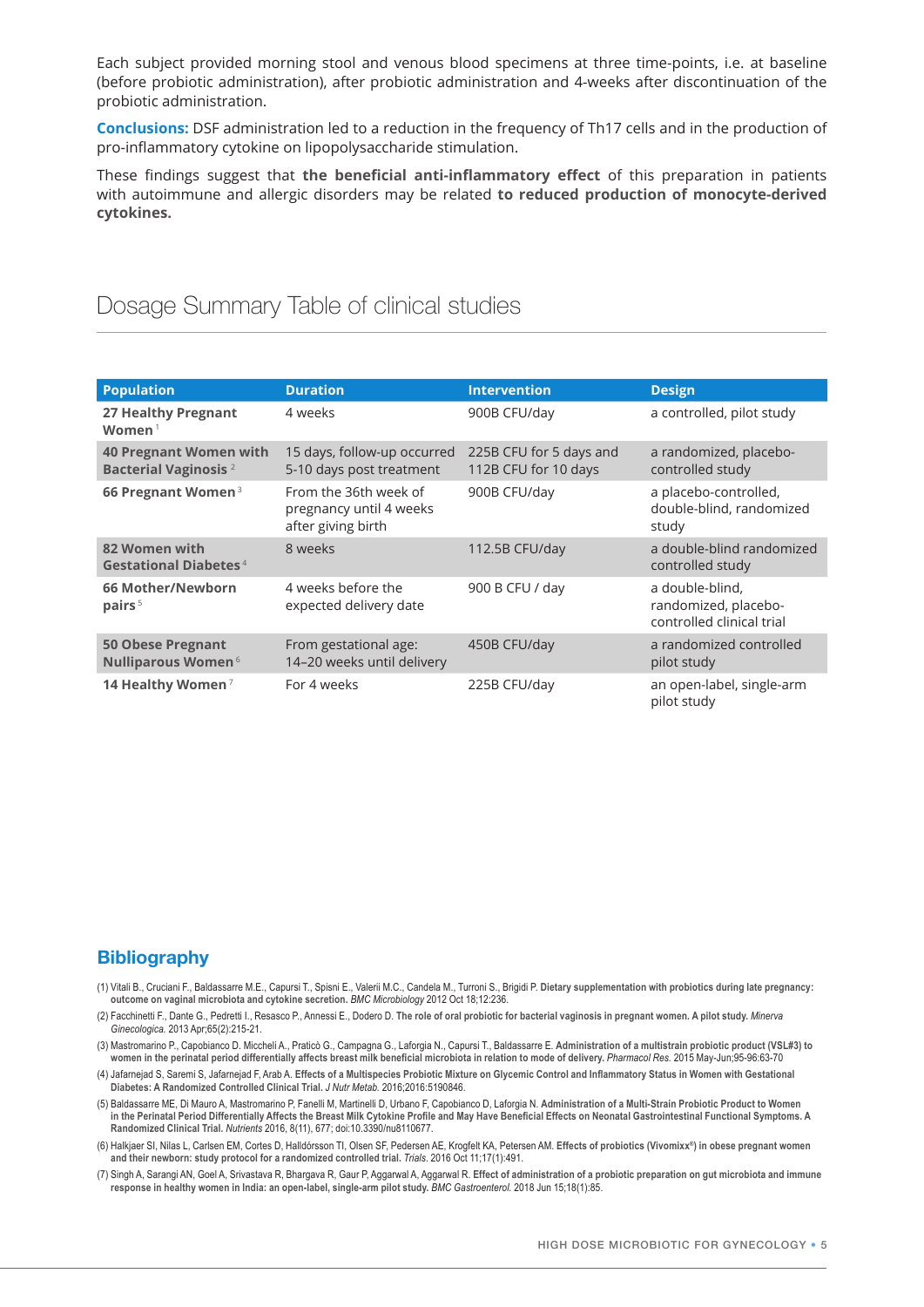Each subject provided morning stool and venous blood specimens at three time-points, i.e. at baseline (before probiotic administration), after probiotic administration and 4-weeks after discontinuation of the probiotic administration.

**Conclusions:** DSF administration led to a reduction in the frequency of Th17 cells and in the production of pro-inflammatory cytokine on lipopolysaccharide stimulation.

These findings suggest that **the beneficial anti-inflammatory effect** of this preparation in patients with autoimmune and allergic disorders may be related **to reduced production of monocyte-derived cytokines.**

## Dosage Summary Table of clinical studies

| Population | Duration | Intervention | Design |
|---|---|---|---|
| **27 Healthy Pregnant Women** [1] | 4 weeks | 900B CFU/day | a controlled, pilot study |
| **40 Pregnant Women with Bacterial Vaginosis** [2] | 15 days, follow-up occurred 5-10 days post treatment | 225B CFU for 5 days and 112B CFU for 10 days | a randomized, placebo-controlled study |
| **66 Pregnant Women** [3] | From the 36th week of pregnancy until 4 weeks after giving birth | 900B CFU/day | a placebo-controlled, double-blind, randomized study |
| **82 Women with Gestational Diabetes** [4] | 8 weeks | 112.5B CFU/day | a double-blind randomized controlled study |
| **66 Mother/Newborn pairs** [5] | 4 weeks before the expected delivery date | 900 B CFU / day | a double-blind, randomized, placebo-controlled clinical trial |
| **50 Obese Pregnant Nulliparous Women** [6] | From gestational age: 14–20 weeks until delivery | 450B CFU/day | a randomized controlled pilot study |
| **14 Healthy Women** [7] | For 4 weeks | 225B CFU/day | an open-label, single-arm pilot study |

## Bibliography

(1) Vitali B., Cruciani F., Baldassarre M.E., Capursi T., Spisni E., Valerii M.C., Candela M., Turroni S., Brigidi P. **Dietary supplementation with probiotics during late pregnancy: outcome on vaginal microbiota and cytokine secretion.** *BMC Microbiology* 2012 Oct 18;12:236.

(2) Facchinetti F., Dante G., Pedretti I., Resasco P., Annessi E., Dodero D. **The role of oral probiotic for bacterial vaginosis in pregnant women. A pilot study.** *Minerva Ginecologica.* 2013 Apr;65(2):215-21.

(3) Mastromarino P., Capobianco D. Miccheli A., Praticò G., Campagna G., Laforgia N., Capursi T., Baldassarre E. **Administration of a multistrain probiotic product (VSL#3) to women in the perinatal period differentially affects breast milk beneficial microbiota in relation to mode of delivery.** *Pharmacol Res.* 2015 May-Jun;95-96:63-70

(4) Jafarnejad S, Saremi S, Jafarnejad F, Arab A. **Effects of a Multispecies Probiotic Mixture on Glycemic Control and Inflammatory Status in Women with Gestational Diabetes: A Randomized Controlled Clinical Trial.** *J Nutr Metab.* 2016;2016:5190846.

(5) Baldassarre ME, Di Mauro A, Mastromarino P, Fanelli M, Martinelli D, Urbano F, Capobianco D, Laforgia N. **Administration of a Multi-Strain Probiotic Product to Women in the Perinatal Period Differentially Affects the Breast Milk Cytokine Profile and May Have Beneficial Effects on Neonatal Gastrointestinal Functional Symptoms. A Randomized Clinical Trial.** *Nutrients* 2016, 8(11), 677; doi:10.3390/nu8110677.

(6) Halkjaer SI, Nilas L, Carlsen EM, Cortes D, Halldórsson TI, Olsen SF, Pedersen AE, Krogfelt KA, Petersen AM. **Effects of probiotics (Vivomixx®) in obese pregnant women and their newborn: study protocol for a randomized controlled trial.** *Trials.* 2016 Oct 11;17(1):491.

(7) Singh A, Sarangi AN, Goel A, Srivastava R, Bhargava R, Gaur P, Aggarwal A, Aggarwal R. **Effect of administration of a probiotic preparation on gut microbiota and immune response in healthy women in India: an open-label, single-arm pilot study.** *BMC Gastroenterol.* 2018 Jun 15;18(1):85.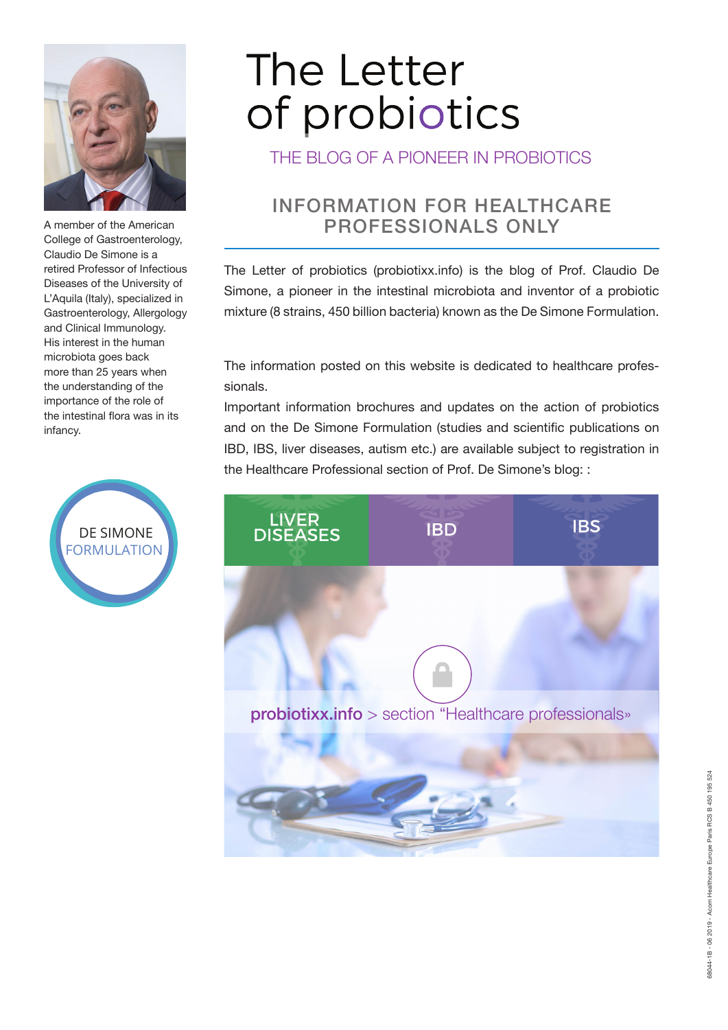A member of the American College of Gastroenterology, Claudio De Simone is a retired Professor of Infectious Diseases of the University of L'Aquila (Italy), specialized in Gastroenterology, Allergology and Clinical Immunology. His interest in the human microbiota goes back more than 25 years when the understanding of the importance of the role of the intestinal flora was in its infancy.

DE SIMONE FORMULATION

# The Letter of probiotics

THE BLOG OF A PIONEER IN PROBIOTICS

## INFORMATION FOR HEALTHCARE PROFESSIONALS ONLY

The Letter of probiotics (probiotixx.info) is the blog of Prof. Claudio De Simone, a pioneer in the intestinal microbiota and inventor of a probiotic mixture (8 strains, 450 billion bacteria) known as the De Simone Formulation.

The information posted on this website is dedicated to healthcare professionals.

Important information brochures and updates on the action of probiotics and on the De Simone Formulation (studies and scientific publications on IBD, IBS, liver diseases, autism etc.) are available subject to registration in the Healthcare Professional section of Prof. De Simone's blog: :

LIVER DISEASES

IBD

IBS

**probiotixx.info** > section "Healthcare professionals»

68044-1B - 06 2019 - Acom Healthcare Europe Paris RCS B 450 195 524